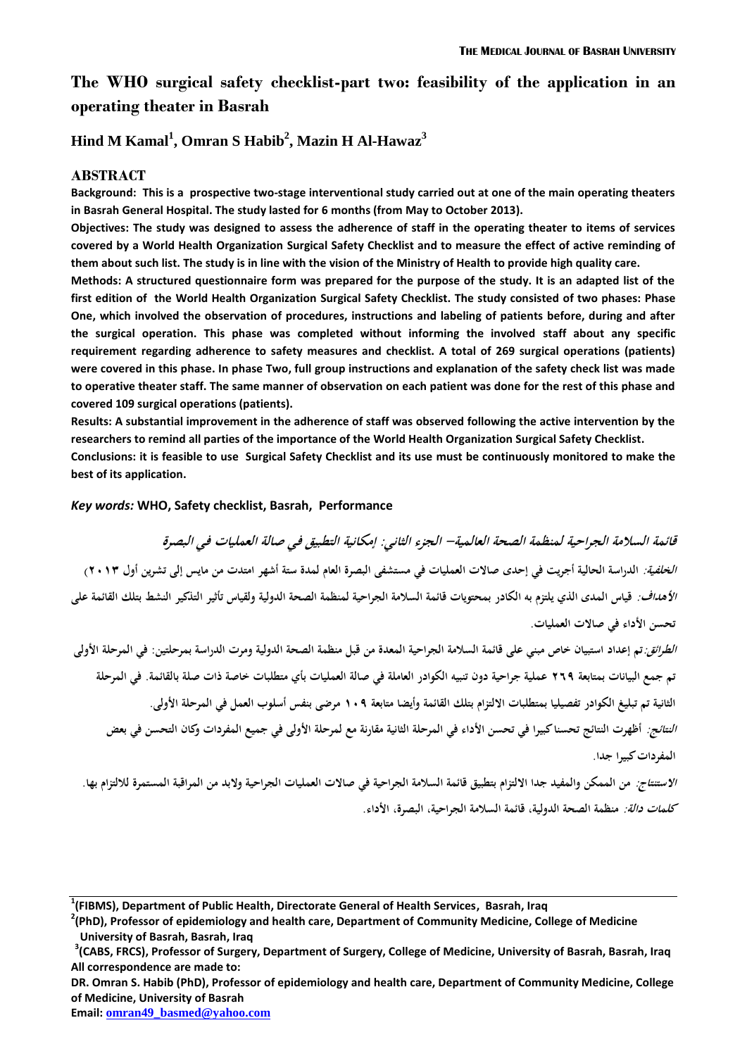# The WHO surgical safety checklist-part two: feasibility of the application in an operating theater in Basrah

## Hind M Kamal[1], Omran S Habib[2], Mazin H Al-Hawaz[3]

### ABSTRACT

**Background: This is a prospective two-stage interventional study carried out at one of the main operating theaters in Basrah General Hospital. The study lasted for 6 months (from May to October 2013).**

**Objectives: The study was designed to assess the adherence of staff in the operating theater to items of services covered by a World Health Organization Surgical Safety Checklist and to measure the effect of active reminding of them about such list. The study is in line with the vision of the Ministry of Health to provide high quality care.**

**Methods: A structured questionnaire form was prepared for the purpose of the study. It is an adapted list of the first edition of the World Health Organization Surgical Safety Checklist. The study consisted of two phases: Phase One, which involved the observation of procedures, instructions and labeling of patients before, during and after the surgical operation. This phase was completed without informing the involved staff about any specific requirement regarding adherence to safety measures and checklist. A total of 269 surgical operations (patients) were covered in this phase. In phase Two, full group instructions and explanation of the safety check list was made to operative theater staff. The same manner of observation on each patient was done for the rest of this phase and covered 109 surgical operations (patients).**

**Results: A substantial improvement in the adherence of staff was observed following the active intervention by the researchers to remind all parties of the importance of the World Health Organization Surgical Safety Checklist.**

**Conclusions: it is feasible to use Surgical Safety Checklist and its use must be continuously monitored to make the best of its application.**

***Key words:*** **WHO, Safety checklist, Basrah, Performance**

**قائمة السلامة الجراحية لمنظمة الصحة العالمية– الجزء الثاني: إمكانية التطبيق في صالة العمليات في البصرة**

***الخلفية:*** **الدراسة الحالية أجريت في إحدى صالات العمليات في مستشفى البصرة العام لمدة ستة أشهر امتدت من مايس إلى تشرين أول ٢٠١٣)**

***الأهداف:*** **قياس المدى الذي يلتزم به الكادر بمحتويات قائمة السلامة الجراحية لمنظمة الصحة الدولية ولقياس تأثير التذكير النشط بتلك القائمة على تحسن الأداء في صالات العمليات.**

***الطرائق:*** **تم إعداد استبيان خاص مبني على قائمة السلامة الجراحية المعدة من قبل منظمة الصحة الدولية ومرت الدراسة بمرحلتين: في المرحلة الأولى تم جمع البيانات بمتابعة ٢٦٩ عملية جراحية دون تنبيه الكوادر العاملة في صالة العمليات بأي متطلبات خاصة ذات صلة بالقائمة. في المرحلة الثانية تم تبليغ الكوادر تفصيليا بمتطلبات الالتزام بتلك القائمة وأيضا متابعة ١٠٩ مرضى بنفس أسلوب العمل في المرحلة الأولى.**

***النتائج:*** **أظهرت النتائج تحسناكبيرا في تحسن الأداء في المرحلة الثانية مقارنة مع لمرحلة الأولى في جميع المفردات وكان التحسن في بعض المفردات كبيرا جدا.**

***الاستنتاج:*** **من الممكن والمفيد جدا الالتزام بتطبيق قائمة السلامة الجراحية في صالات العمليات الجراحية ولابد من المراقبة المستمرة للالتزام بها.**

***كلمات دالة:*** **منظمة الصحة الدولية، قائمة السلامة الجراحية، البصرة، الأداء.**

---

[1] **(FIBMS), Department of Public Health, Directorate General of Health Services, Basrah, Iraq**

[2] **(PhD), Professor of epidemiology and health care, Department of Community Medicine, College of Medicine University of Basrah, Basrah, Iraq**

[3] **(CABS, FRCS), Professor of Surgery, Department of Surgery, College of Medicine, University of Basrah, Basrah, Iraq**

**All correspondence are made to:**

**DR. Omran S. Habib (PhD), Professor of epidemiology and health care, Department of Community Medicine, College of Medicine, University of Basrah**

**Email: omran49_basmed@yahoo.com**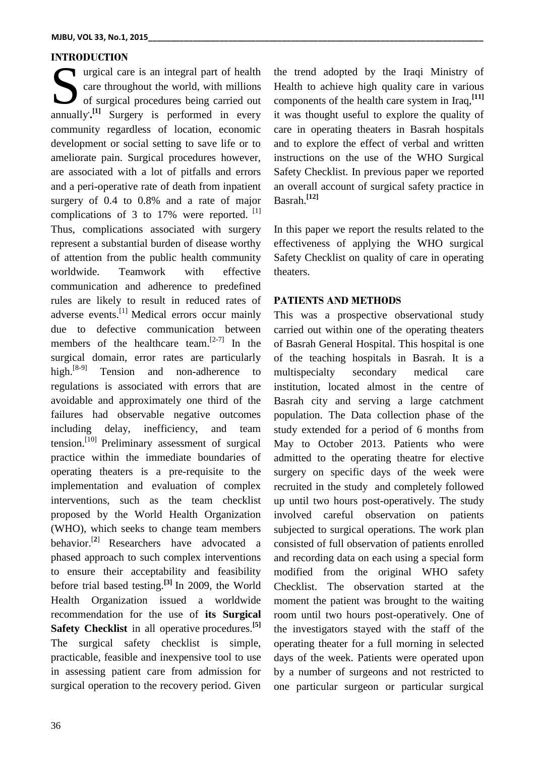## INTRODUCTION

Surgical care is an integral part of health care throughout the world, with millions of surgical procedures being carried out annually.[1] Surgery is performed in every community regardless of location, economic development or social setting to save life or to ameliorate pain. Surgical procedures however, are associated with a lot of pitfalls and errors and a peri-operative rate of death from inpatient surgery of 0.4 to 0.8% and a rate of major complications of 3 to 17% were reported. [1] Thus, complications associated with surgery represent a substantial burden of disease worthy of attention from the public health community worldwide. Teamwork with effective communication and adherence to predefined rules are likely to result in reduced rates of adverse events.[1] Medical errors occur mainly due to defective communication between members of the healthcare team.[2-7] In the surgical domain, error rates are particularly high.[8-9] Tension and non-adherence to regulations is associated with errors that are avoidable and approximately one third of the failures had observable negative outcomes including delay, inefficiency, and team tension.[10] Preliminary assessment of surgical practice within the immediate boundaries of operating theaters is a pre-requisite to the implementation and evaluation of complex interventions, such as the team checklist proposed by the World Health Organization (WHO), which seeks to change team members behavior.[2] Researchers have advocated a phased approach to such complex interventions to ensure their acceptability and feasibility before trial based testing.[3] In 2009, the World Health Organization issued a worldwide recommendation for the use of **its Surgical Safety Checklist** in all operative procedures.[5] The surgical safety checklist is simple, practicable, feasible and inexpensive tool to use in assessing patient care from admission for surgical operation to the recovery period. Given the trend adopted by the Iraqi Ministry of Health to achieve high quality care in various components of the health care system in Iraq,[11] it was thought useful to explore the quality of care in operating theaters in Basrah hospitals and to explore the effect of verbal and written instructions on the use of the WHO Surgical Safety Checklist. In previous paper we reported an overall account of surgical safety practice in Basrah.[12]

In this paper we report the results related to the effectiveness of applying the WHO surgical Safety Checklist on quality of care in operating theaters.

## PATIENTS AND METHODS

This was a prospective observational study carried out within one of the operating theaters of Basrah General Hospital. This hospital is one of the teaching hospitals in Basrah. It is a multispecialty secondary medical care institution, located almost in the centre of Basrah city and serving a large catchment population. The Data collection phase of the study extended for a period of 6 months from May to October 2013. Patients who were admitted to the operating theatre for elective surgery on specific days of the week were recruited in the study and completely followed up until two hours post-operatively. The study involved careful observation on patients subjected to surgical operations. The work plan consisted of full observation of patients enrolled and recording data on each using a special form modified from the original WHO safety Checklist. The observation started at the moment the patient was brought to the waiting room until two hours post-operatively. One of the investigators stayed with the staff of the operating theater for a full morning in selected days of the week. Patients were operated upon by a number of surgeons and not restricted to one particular surgeon or particular surgical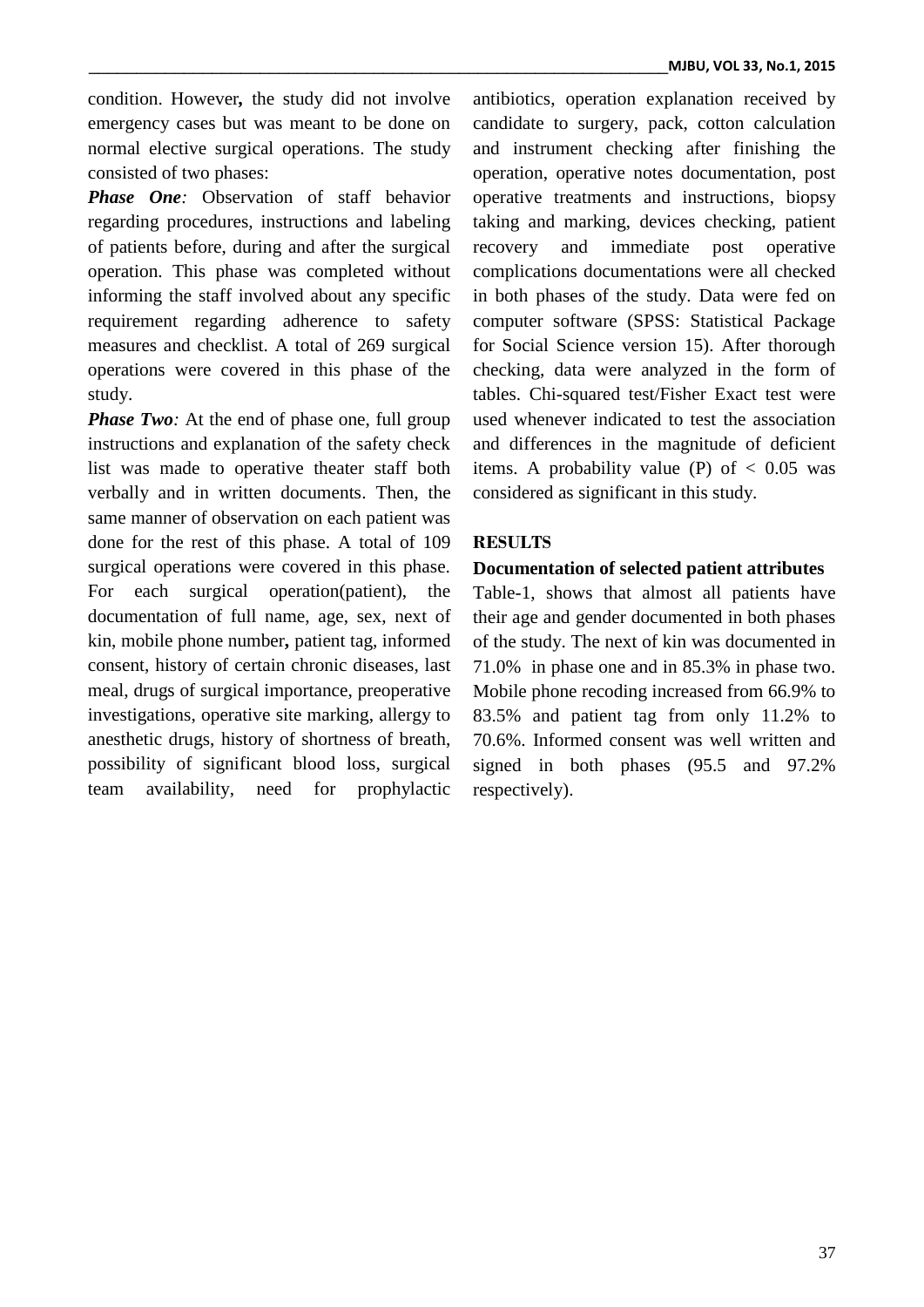condition. However**,** the study did not involve emergency cases but was meant to be done on normal elective surgical operations. The study consisted of two phases:

***Phase One****:* Observation of staff behavior regarding procedures, instructions and labeling of patients before, during and after the surgical operation. This phase was completed without informing the staff involved about any specific requirement regarding adherence to safety measures and checklist. A total of 269 surgical operations were covered in this phase of the study.

***Phase Two****:* At the end of phase one, full group instructions and explanation of the safety check list was made to operative theater staff both verbally and in written documents. Then, the same manner of observation on each patient was done for the rest of this phase. A total of 109 surgical operations were covered in this phase. For each surgical operation(patient), the documentation of full name, age, sex, next of kin, mobile phone number**,** patient tag, informed consent, history of certain chronic diseases, last meal, drugs of surgical importance, preoperative investigations, operative site marking, allergy to anesthetic drugs, history of shortness of breath, possibility of significant blood loss, surgical team availability, need for prophylactic antibiotics, operation explanation received by candidate to surgery, pack, cotton calculation and instrument checking after finishing the operation, operative notes documentation, post operative treatments and instructions, biopsy taking and marking, devices checking, patient recovery and immediate post operative complications documentations were all checked in both phases of the study. Data were fed on computer software (SPSS: Statistical Package for Social Science version 15). After thorough checking, data were analyzed in the form of tables. Chi-squared test/Fisher Exact test were used whenever indicated to test the association and differences in the magnitude of deficient items. A probability value (P) of $< 0.05$ was considered as significant in this study.

## RESULTS

### Documentation of selected patient attributes

Table-1, shows that almost all patients have their age and gender documented in both phases of the study. The next of kin was documented in 71.0% in phase one and in 85.3% in phase two. Mobile phone recoding increased from 66.9% to 83.5% and patient tag from only 11.2% to 70.6%. Informed consent was well written and signed in both phases (95.5 and 97.2% respectively).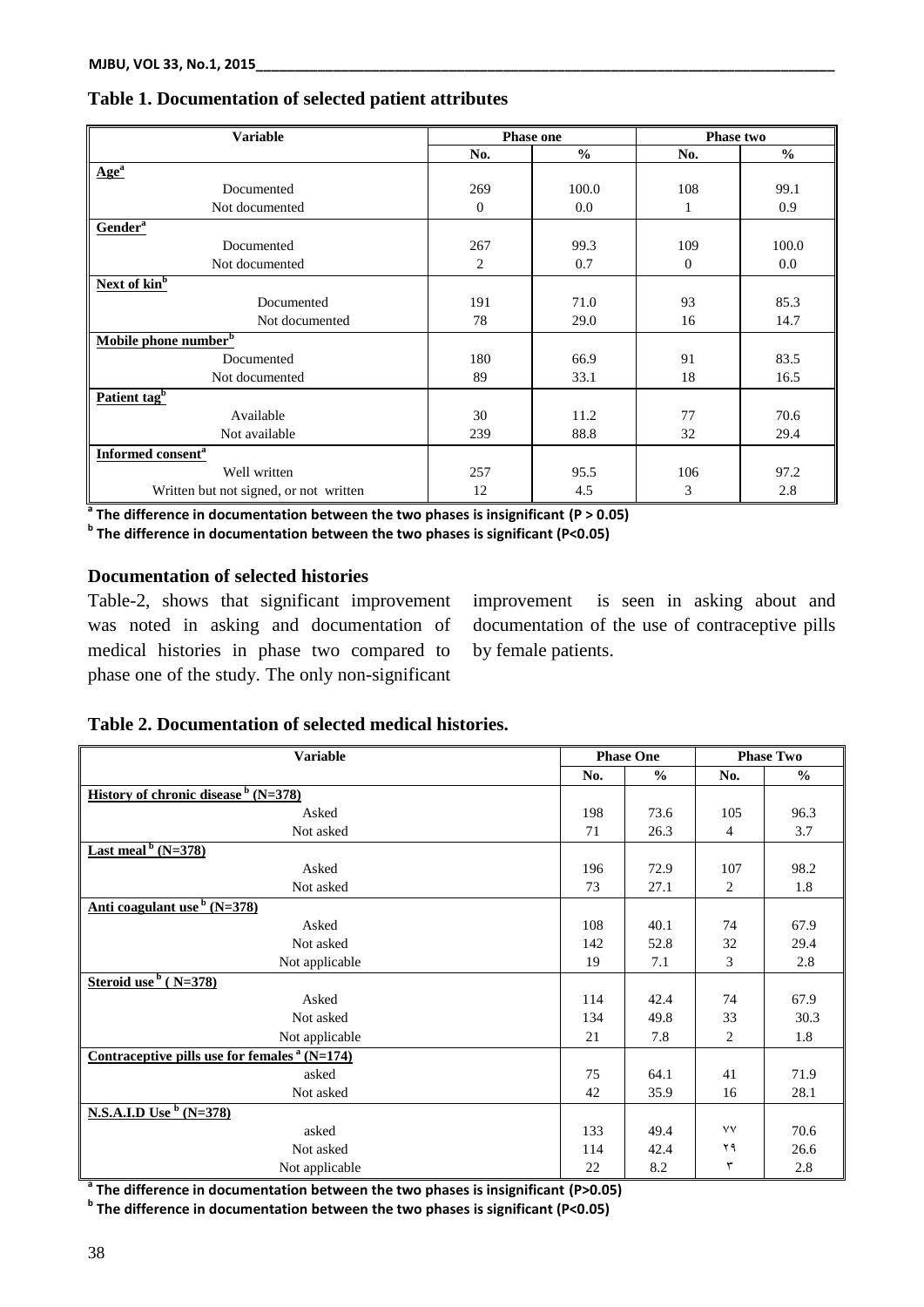**Table 1. Documentation of selected patient attributes**

| Variable | Phase one | | Phase two | |
|---|---|---|---|---|
| | No. | % | No. | % |
| **Age[a]** | | | | |
| Documented | 269 | 100.0 | 108 | 99.1 |
| Not documented | 0 | 0.0 | 1 | 0.9 |
| **Gender[a]** | | | | |
| Documented | 267 | 99.3 | 109 | 100.0 |
| Not documented | 2 | 0.7 | 0 | 0.0 |
| **Next of kin[b]** | | | | |
| Documented | 191 | 71.0 | 93 | 85.3 |
| Not documented | 78 | 29.0 | 16 | 14.7 |
| **Mobile phone number[b]** | | | | |
| Documented | 180 | 66.9 | 91 | 83.5 |
| Not documented | 89 | 33.1 | 18 | 16.5 |
| **Patient tag[b]** | | | | |
| Available | 30 | 11.2 | 77 | 70.6 |
| Not available | 239 | 88.8 | 32 | 29.4 |
| **Informed consent[a]** | | | | |
| Well written | 257 | 95.5 | 106 | 97.2 |
| Written but not signed, or not written | 12 | 4.5 | 3 | 2.8 |

**[a] The difference in documentation between the two phases is insignificant (P > 0.05)**
**[b] The difference in documentation between the two phases is significant (P<0.05)**

### Documentation of selected histories

Table-2, shows that significant improvement was noted in asking and documentation of medical histories in phase two compared to phase one of the study. The only non-significant improvement is seen in asking about and documentation of the use of contraceptive pills by female patients.

**Table 2. Documentation of selected medical histories.**

| Variable | Phase One | | Phase Two | |
|---|---|---|---|---|
| | No. | % | No. | % |
| **History of chronic disease [b] (N=378)** | | | | |
| Asked | 198 | 73.6 | 105 | 96.3 |
| Not asked | 71 | 26.3 | 4 | 3.7 |
| **Last meal [b] (N=378)** | | | | |
| Asked | 196 | 72.9 | 107 | 98.2 |
| Not asked | 73 | 27.1 | 2 | 1.8 |
| **Anti coagulant use [b] (N=378)** | | | | |
| Asked | 108 | 40.1 | 74 | 67.9 |
| Not asked | 142 | 52.8 | 32 | 29.4 |
| Not applicable | 19 | 7.1 | 3 | 2.8 |
| **Steroid use [b] ( N=378)** | | | | |
| Asked | 114 | 42.4 | 74 | 67.9 |
| Not asked | 134 | 49.8 | 33 | 30.3 |
| Not applicable | 21 | 7.8 | 2 | 1.8 |
| **Contraceptive pills use for females [a] (N=174)** | | | | |
| asked | 75 | 64.1 | 41 | 71.9 |
| Not asked | 42 | 35.9 | 16 | 28.1 |
| **N.S.A.I.D Use [b] (N=378)** | | | | |
| asked | 133 | 49.4 | ٧٧ | 70.6 |
| Not asked | 114 | 42.4 | ٢٩ | 26.6 |
| Not applicable | 22 | 8.2 | ٣ | 2.8 |

**[a] The difference in documentation between the two phases is insignificant (P>0.05)**
**[b] The difference in documentation between the two phases is significant (P<0.05)**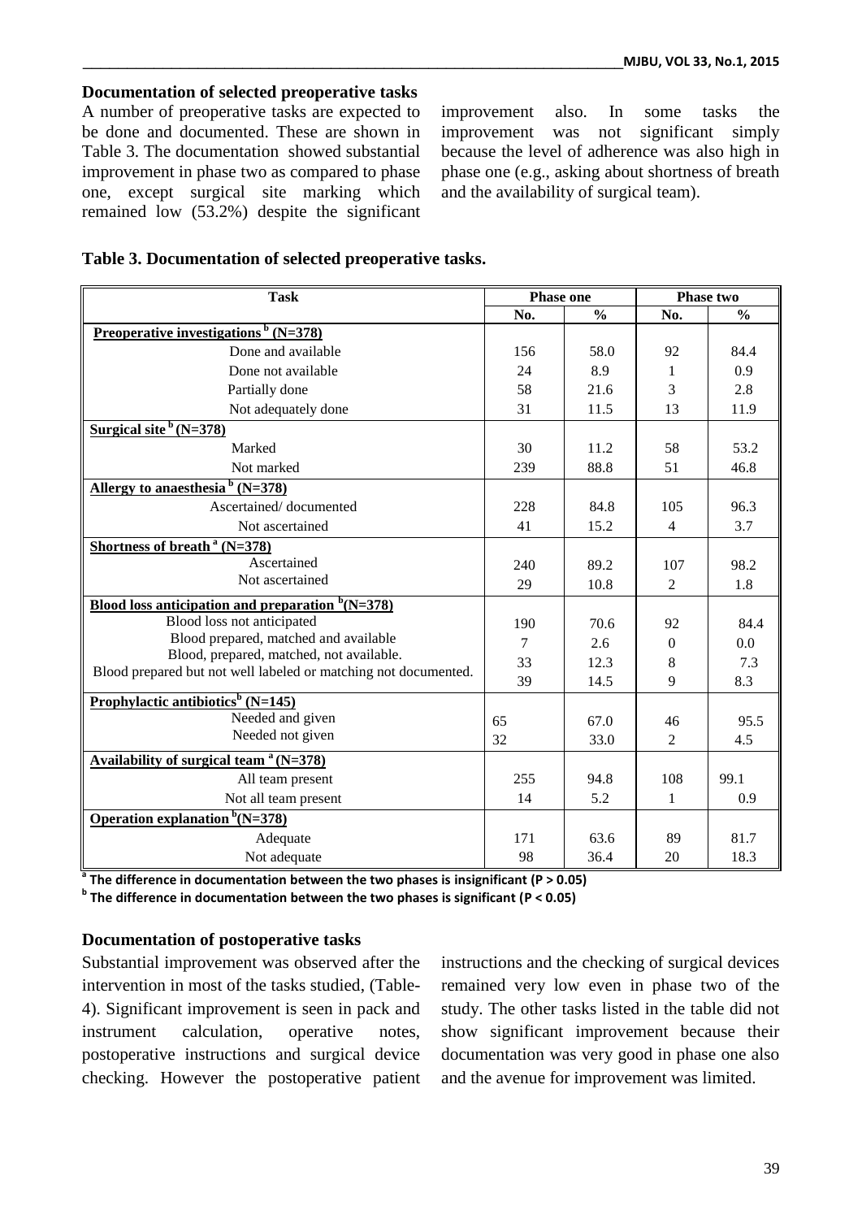## Documentation of selected preoperative tasks

A number of preoperative tasks are expected to be done and documented. These are shown in Table 3. The documentation showed substantial improvement in phase two as compared to phase one, except surgical site marking which remained low (53.2%) despite the significant improvement also. In some tasks the improvement was not significant simply because the level of adherence was also high in phase one (e.g., asking about shortness of breath and the availability of surgical team).

**Table 3. Documentation of selected preoperative tasks.**

| Task | Phase one | | Phase two | |
|---|---|---|---|---|
| | No. | % | No. | % |
| **Preoperative investigations [b] (N=378)** | | | | |
| Done and available | 156 | 58.0 | 92 | 84.4 |
| Done not available | 24 | 8.9 | 1 | 0.9 |
| Partially done | 58 | 21.6 | 3 | 2.8 |
| Not adequately done | 31 | 11.5 | 13 | 11.9 |
| **Surgical site [b] (N=378)** | | | | |
| Marked | 30 | 11.2 | 58 | 53.2 |
| Not marked | 239 | 88.8 | 51 | 46.8 |
| **Allergy to anaesthesia [b] (N=378)** | | | | |
| Ascertained/ documented | 228 | 84.8 | 105 | 96.3 |
| Not ascertained | 41 | 15.2 | 4 | 3.7 |
| **Shortness of breath [a] (N=378)** | | | | |
| Ascertained | 240 | 89.2 | 107 | 98.2 |
| Not ascertained | 29 | 10.8 | 2 | 1.8 |
| **Blood loss anticipation and preparation [b](N=378)** | | | | |
| Blood loss not anticipated | 190 | 70.6 | 92 | 84.4 |
| Blood prepared, matched and available | 7 | 2.6 | 0 | 0.0 |
| Blood, prepared, matched, not available. | 33 | 12.3 | 8 | 7.3 |
| Blood prepared but not well labeled or matching not documented. | 39 | 14.5 | 9 | 8.3 |
| **Prophylactic antibiotics[b] (N=145)** | | | | |
| Needed and given | 65 | 67.0 | 46 | 95.5 |
| Needed not given | 32 | 33.0 | 2 | 4.5 |
| **Availability of surgical team [a] (N=378)** | | | | |
| All team present | 255 | 94.8 | 108 | 99.1 |
| Not all team present | 14 | 5.2 | 1 | 0.9 |
| **Operation explanation [b](N=378)** | | | | |
| Adequate | 171 | 63.6 | 89 | 81.7 |
| Not adequate | 98 | 36.4 | 20 | 18.3 |

[a] **The difference in documentation between the two phases is insignificant (P > 0.05)**
[b] **The difference in documentation between the two phases is significant (P < 0.05)**

## Documentation of postoperative tasks

Substantial improvement was observed after the intervention in most of the tasks studied, (Table-4). Significant improvement is seen in pack and instrument calculation, operative notes, postoperative instructions and surgical device checking. However the postoperative patient instructions and the checking of surgical devices remained very low even in phase two of the study. The other tasks listed in the table did not show significant improvement because their documentation was very good in phase one also and the avenue for improvement was limited.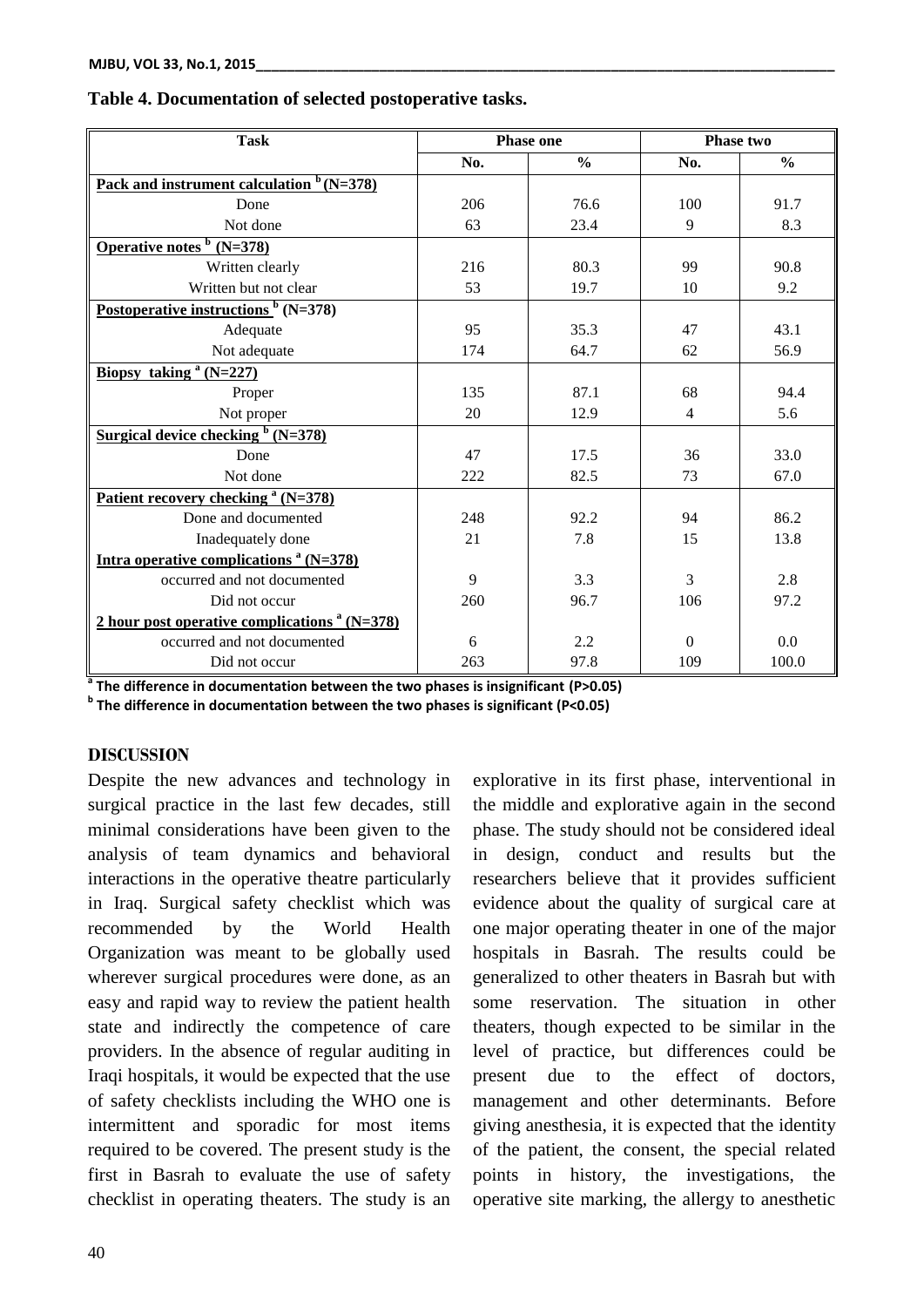**Table 4. Documentation of selected postoperative tasks.**

| Task | Phase one | | Phase two | |
|---|---|---|---|---|
| | No. | % | No. | % |
| **Pack and instrument calculation [b] (N=378)** | | | | |
| Done | 206 | 76.6 | 100 | 91.7 |
| Not done | 63 | 23.4 | 9 | 8.3 |
| **Operative notes [b] (N=378)** | | | | |
| Written clearly | 216 | 80.3 | 99 | 90.8 |
| Written but not clear | 53 | 19.7 | 10 | 9.2 |
| **Postoperative instructions [b] (N=378)** | | | | |
| Adequate | 95 | 35.3 | 47 | 43.1 |
| Not adequate | 174 | 64.7 | 62 | 56.9 |
| **Biopsy taking [a] (N=227)** | | | | |
| Proper | 135 | 87.1 | 68 | 94.4 |
| Not proper | 20 | 12.9 | 4 | 5.6 |
| **Surgical device checking [b] (N=378)** | | | | |
| Done | 47 | 17.5 | 36 | 33.0 |
| Not done | 222 | 82.5 | 73 | 67.0 |
| **Patient recovery checking [a] (N=378)** | | | | |
| Done and documented | 248 | 92.2 | 94 | 86.2 |
| Inadequately done | 21 | 7.8 | 15 | 13.8 |
| **Intra operative complications [a] (N=378)** | | | | |
| occurred and not documented | 9 | 3.3 | 3 | 2.8 |
| Did not occur | 260 | 96.7 | 106 | 97.2 |
| **2 hour post operative complications [a] (N=378)** | | | | |
| occurred and not documented | 6 | 2.2 | 0 | 0.0 |
| Did not occur | 263 | 97.8 | 109 | 100.0 |

**[a] The difference in documentation between the two phases is insignificant (P>0.05)**
**[b] The difference in documentation between the two phases is significant (P<0.05)**

## DISCUSSION

Despite the new advances and technology in surgical practice in the last few decades, still minimal considerations have been given to the analysis of team dynamics and behavioral interactions in the operative theatre particularly in Iraq. Surgical safety checklist which was recommended by the World Health Organization was meant to be globally used wherever surgical procedures were done, as an easy and rapid way to review the patient health state and indirectly the competence of care providers. In the absence of regular auditing in Iraqi hospitals, it would be expected that the use of safety checklists including the WHO one is intermittent and sporadic for most items required to be covered. The present study is the first in Basrah to evaluate the use of safety checklist in operating theaters. The study is an explorative in its first phase, interventional in the middle and explorative again in the second phase. The study should not be considered ideal in design, conduct and results but the researchers believe that it provides sufficient evidence about the quality of surgical care at one major operating theater in one of the major hospitals in Basrah. The results could be generalized to other theaters in Basrah but with some reservation. The situation in other theaters, though expected to be similar in the level of practice, but differences could be present due to the effect of doctors, management and other determinants. Before giving anesthesia, it is expected that the identity of the patient, the consent, the special related points in history, the investigations, the operative site marking, the allergy to anesthetic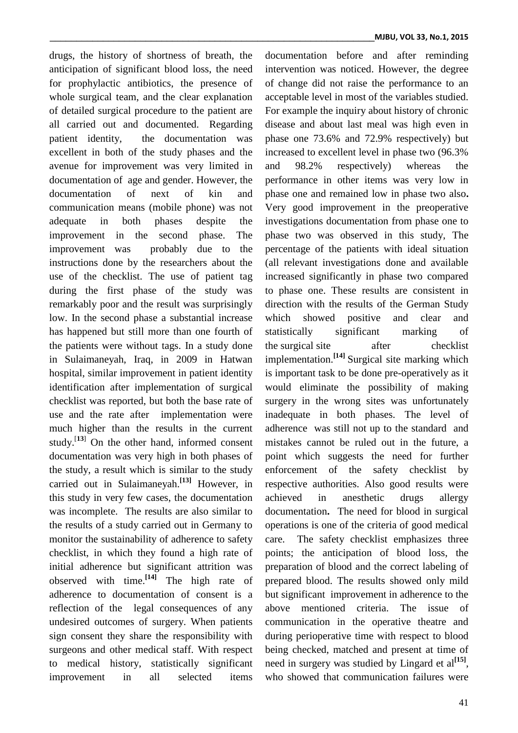drugs, the history of shortness of breath, the anticipation of significant blood loss, the need for prophylactic antibiotics, the presence of whole surgical team, and the clear explanation of detailed surgical procedure to the patient are all carried out and documented. Regarding patient identity, the documentation was excellent in both of the study phases and the avenue for improvement was very limited in documentation of age and gender. However, the documentation of next of kin and communication means (mobile phone) was not adequate in both phases despite the improvement in the second phase. The improvement was probably due to the instructions done by the researchers about the use of the checklist. The use of patient tag during the first phase of the study was remarkably poor and the result was surprisingly low. In the second phase a substantial increase has happened but still more than one fourth of the patients were without tags. In a study done in Sulaimaneyah, Iraq, in 2009 in Hatwan hospital, similar improvement in patient identity identification after implementation of surgical checklist was reported, but both the base rate of use and the rate after implementation were much higher than the results in the current study.[13] On the other hand, informed consent documentation was very high in both phases of the study, a result which is similar to the study carried out in Sulaimaneyah.[13] However, in this study in very few cases, the documentation was incomplete. The results are also similar to the results of a study carried out in Germany to monitor the sustainability of adherence to safety checklist, in which they found a high rate of initial adherence but significant attrition was observed with time.[14] The high rate of adherence to documentation of consent is a reflection of the legal consequences of any undesired outcomes of surgery. When patients sign consent they share the responsibility with surgeons and other medical staff. With respect to medical history, statistically significant improvement in all selected items documentation before and after reminding intervention was noticed. However, the degree of change did not raise the performance to an acceptable level in most of the variables studied. For example the inquiry about history of chronic disease and about last meal was high even in phase one 73.6% and 72.9% respectively) but increased to excellent level in phase two (96.3% and 98.2% respectively) whereas the performance in other items was very low in phase one and remained low in phase two also**.** Very good improvement in the preoperative investigations documentation from phase one to phase two was observed in this study, The percentage of the patients with ideal situation (all relevant investigations done and available increased significantly in phase two compared to phase one. These results are consistent in direction with the results of the German Study which showed positive and clear and statistically significant marking of the surgical site after checklist implementation.[14] Surgical site marking which is important task to be done pre-operatively as it would eliminate the possibility of making surgery in the wrong sites was unfortunately inadequate in both phases. The level of adherence was still not up to the standard and mistakes cannot be ruled out in the future, a point which suggests the need for further enforcement of the safety checklist by respective authorities. Also good results were achieved in anesthetic drugs allergy documentation**.** The need for blood in surgical operations is one of the criteria of good medical care. The safety checklist emphasizes three points; the anticipation of blood loss, the preparation of blood and the correct labeling of prepared blood. The results showed only mild but significant improvement in adherence to the above mentioned criteria. The issue of communication in the operative theatre and during perioperative time with respect to blood being checked, matched and present at time of need in surgery was studied by Lingard et al[15], who showed that communication failures were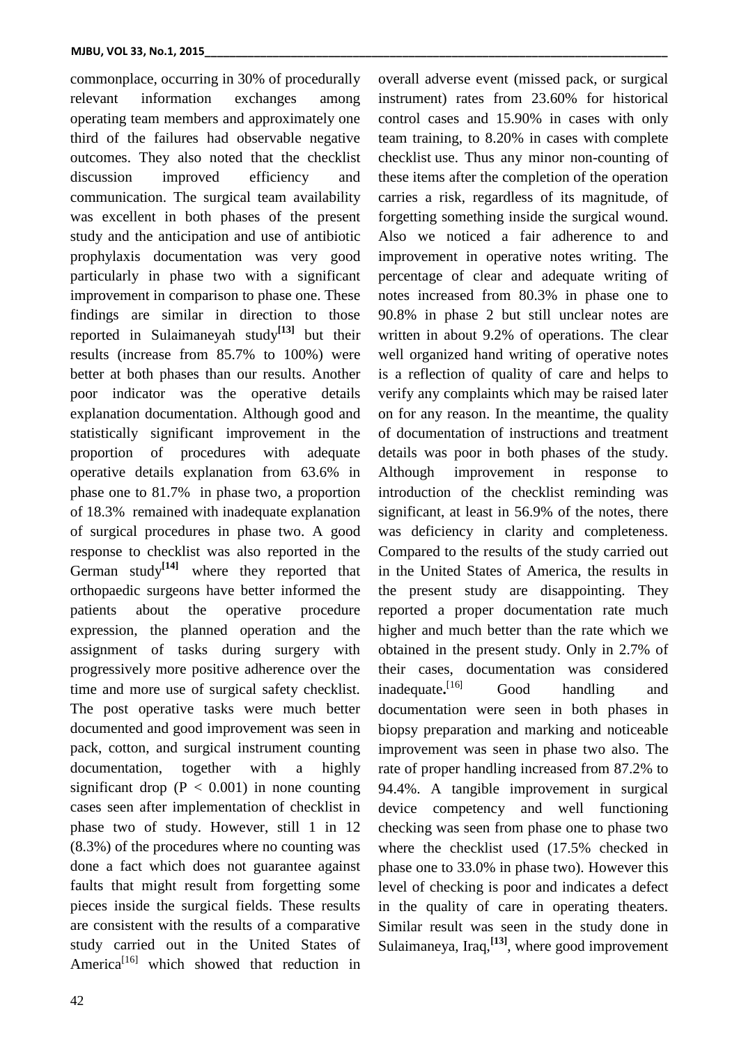commonplace, occurring in 30% of procedurally relevant information exchanges among operating team members and approximately one third of the failures had observable negative outcomes. They also noted that the checklist discussion improved efficiency and communication. The surgical team availability was excellent in both phases of the present study and the anticipation and use of antibiotic prophylaxis documentation was very good particularly in phase two with a significant improvement in comparison to phase one. These findings are similar in direction to those reported in Sulaimaneyah study[13] but their results (increase from 85.7% to 100%) were better at both phases than our results. Another poor indicator was the operative details explanation documentation. Although good and statistically significant improvement in the proportion of procedures with adequate operative details explanation from 63.6% in phase one to 81.7% in phase two, a proportion of 18.3% remained with inadequate explanation of surgical procedures in phase two. A good response to checklist was also reported in the German study[14] where they reported that orthopaedic surgeons have better informed the patients about the operative procedure expression, the planned operation and the assignment of tasks during surgery with progressively more positive adherence over the time and more use of surgical safety checklist. The post operative tasks were much better documented and good improvement was seen in pack, cotton, and surgical instrument counting documentation, together with a highly significant drop ($P < 0.001$) in none counting cases seen after implementation of checklist in phase two of study. However, still 1 in 12 (8.3%) of the procedures where no counting was done a fact which does not guarantee against faults that might result from forgetting some pieces inside the surgical fields. These results are consistent with the results of a comparative study carried out in the United States of America[16] which showed that reduction in overall adverse event (missed pack, or surgical instrument) rates from 23.60% for historical control cases and 15.90% in cases with only team training, to 8.20% in cases with complete checklist use. Thus any minor non-counting of these items after the completion of the operation carries a risk, regardless of its magnitude, of forgetting something inside the surgical wound. Also we noticed a fair adherence to and improvement in operative notes writing. The percentage of clear and adequate writing of notes increased from 80.3% in phase one to 90.8% in phase 2 but still unclear notes are written in about 9.2% of operations. The clear well organized hand writing of operative notes is a reflection of quality of care and helps to verify any complaints which may be raised later on for any reason. In the meantime, the quality of documentation of instructions and treatment details was poor in both phases of the study. Although improvement in response to introduction of the checklist reminding was significant, at least in 56.9% of the notes, there was deficiency in clarity and completeness. Compared to the results of the study carried out in the United States of America, the results in the present study are disappointing. They reported a proper documentation rate much higher and much better than the rate which we obtained in the present study. Only in 2.7% of their cases, documentation was considered inadequate.[16] Good handling and documentation were seen in both phases in biopsy preparation and marking and noticeable improvement was seen in phase two also. The rate of proper handling increased from 87.2% to 94.4%. A tangible improvement in surgical device competency and well functioning checking was seen from phase one to phase two where the checklist used (17.5% checked in phase one to 33.0% in phase two). However this level of checking is poor and indicates a defect in the quality of care in operating theaters. Similar result was seen in the study done in Sulaimaneya, Iraq,[13], where good improvement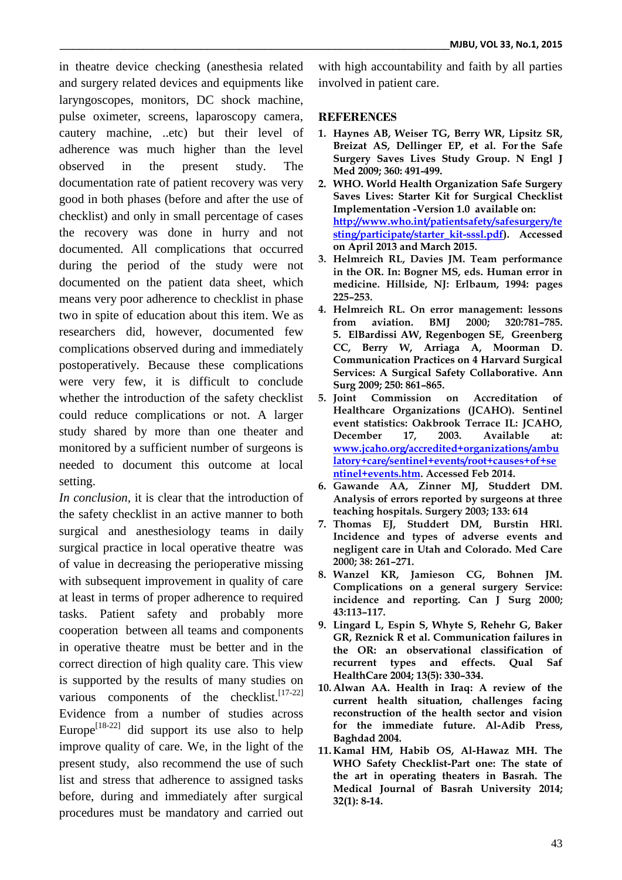in theatre device checking (anesthesia related and surgery related devices and equipments like laryngoscopes, monitors, DC shock machine, pulse oximeter, screens, laparoscopy camera, cautery machine, ..etc) but their level of adherence was much higher than the level observed in the present study. The documentation rate of patient recovery was very good in both phases (before and after the use of checklist) and only in small percentage of cases the recovery was done in hurry and not documented. All complications that occurred during the period of the study were not documented on the patient data sheet, which means very poor adherence to checklist in phase two in spite of education about this item. We as researchers did, however, documented few complications observed during and immediately postoperatively. Because these complications were very few, it is difficult to conclude whether the introduction of the safety checklist could reduce complications or not. A larger study shared by more than one theater and monitored by a sufficient number of surgeons is needed to document this outcome at local setting.

*In conclusion*, it is clear that the introduction of the safety checklist in an active manner to both surgical and anesthesiology teams in daily surgical practice in local operative theatre was of value in decreasing the perioperative missing with subsequent improvement in quality of care at least in terms of proper adherence to required tasks. Patient safety and probably more cooperation between all teams and components in operative theatre must be better and in the correct direction of high quality care. This view is supported by the results of many studies on various components of the checklist.[17-22] Evidence from a number of studies across Europe[18-22] did support its use also to help improve quality of care. We, in the light of the present study, also recommend the use of such list and stress that adherence to assigned tasks before, during and immediately after surgical procedures must be mandatory and carried out with high accountability and faith by all parties involved in patient care.

## REFERENCES

1. **Haynes AB, Weiser TG, Berry WR, Lipsitz SR, Breizat AS, Dellinger EP, et al. For the Safe Surgery Saves Lives Study Group. N Engl J Med 2009; 360: 491-499.**
2. **WHO. World Health Organization Safe Surgery Saves Lives: Starter Kit for Surgical Checklist Implementation -Version 1.0 available on: http://www.who.int/patientsafety/safesurgery/testing/participate/starter_kit-sssl.pdf). Accessed on April 2013 and March 2015.**
3. **Helmreich RL, Davies JM. Team performance in the OR. In: Bogner MS, eds. Human error in medicine. Hillside, NJ: Erlbaum, 1994: pages 225–253.**
4. **Helmreich RL. On error management: lessons from aviation. BMJ 2000; 320:781–785. 5. ElBardissi AW, Regenbogen SE, Greenberg CC, Berry W, Arriaga A, Moorman D. Communication Practices on 4 Harvard Surgical Services: A Surgical Safety Collaborative. Ann Surg 2009; 250: 861–865.**
5. **Joint Commission on Accreditation of Healthcare Organizations (JCAHO). Sentinel event statistics: Oakbrook Terrace IL: JCAHO, December 17, 2003. Available at: www.jcaho.org/accredited+organizations/ambulatory+care/sentinel+events/root+causes+of+sentinel+events.htm. Accessed Feb 2014.**
6. **Gawande AA, Zinner MJ, Studdert DM. Analysis of errors reported by surgeons at three teaching hospitals. Surgery 2003; 133: 614**
7. **Thomas EJ, Studdert DM, Burstin HRl. Incidence and types of adverse events and negligent care in Utah and Colorado. Med Care 2000; 38: 261–271.**
8. **Wanzel KR, Jamieson CG, Bohnen JM. Complications on a general surgery Service: incidence and reporting. Can J Surg 2000; 43:113–117.**
9. **Lingard L, Espin S, Whyte S, Rehehr G, Baker GR, Reznick R et al. Communication failures in the OR: an observational classification of recurrent types and effects. Qual Saf HealthCare 2004; 13(5): 330–334.**
10. **Alwan AA. Health in Iraq: A review of the current health situation, challenges facing reconstruction of the health sector and vision for the immediate future. Al-Adib Press, Baghdad 2004.**
11. **Kamal HM, Habib OS, Al-Hawaz MH. The WHO Safety Checklist-Part one: The state of the art in operating theaters in Basrah. The Medical Journal of Basrah University 2014; 32(1): 8-14.**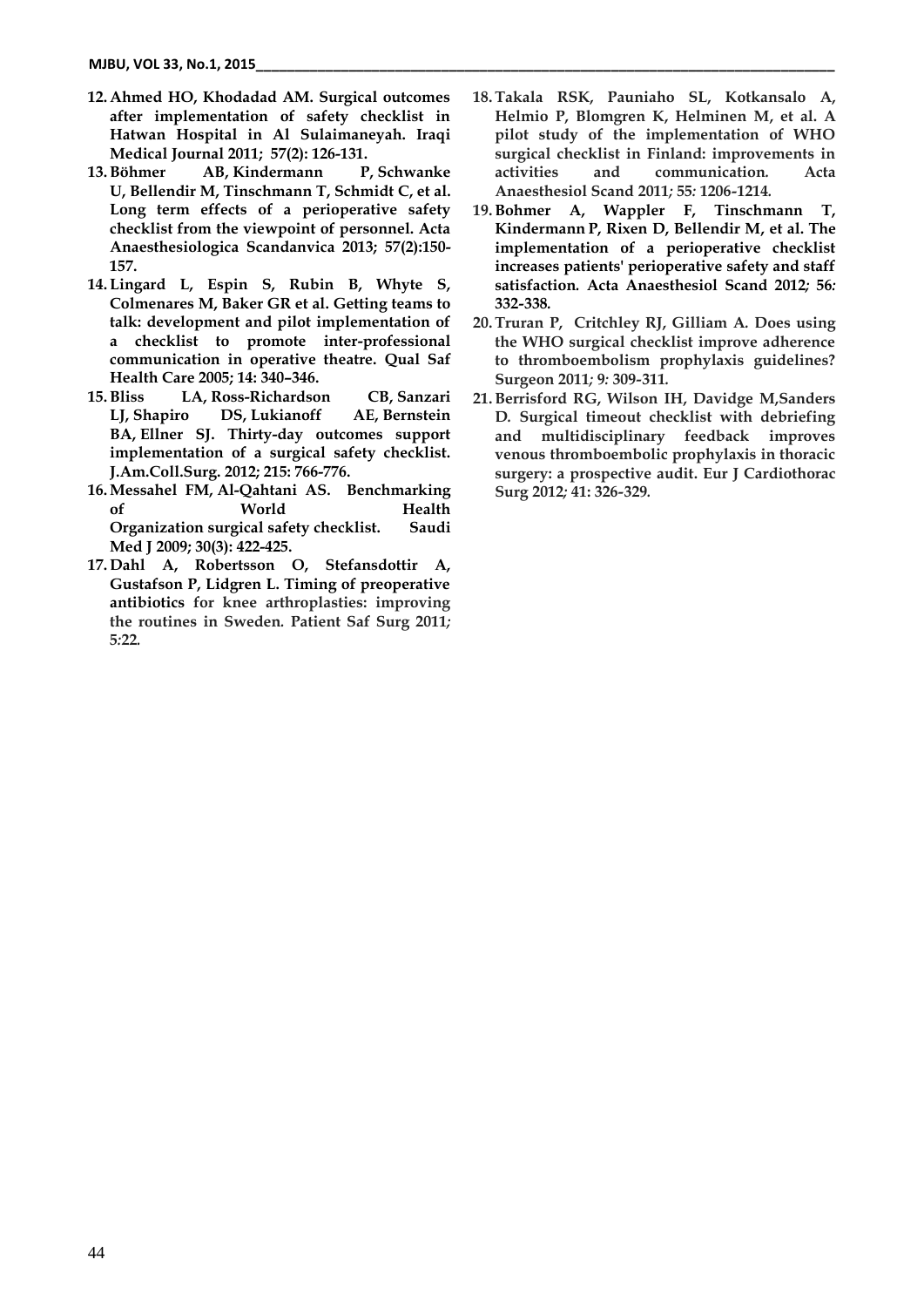12. Ahmed HO, Khodadad AM. Surgical outcomes after implementation of safety checklist in Hatwan Hospital in Al Sulaimaneyah. Iraqi Medical Journal 2011; 57(2): 126-131.
13. Böhmer AB, Kindermann P, Schwanke U, Bellendir M, Tinschmann T, Schmidt C, et al. Long term effects of a perioperative safety checklist from the viewpoint of personnel. Acta Anaesthesiologica Scandanvica 2013; 57(2):150-157.
14. Lingard L, Espin S, Rubin B, Whyte S, Colmenares M, Baker GR et al. Getting teams to talk: development and pilot implementation of a checklist to promote inter-professional communication in operative theatre. Qual Saf Health Care 2005; 14: 340–346.
15. Bliss LA, Ross-Richardson CB, Sanzari LJ, Shapiro DS, Lukianoff AE, Bernstein BA, Ellner SJ. Thirty-day outcomes support implementation of a surgical safety checklist. J.Am.Coll.Surg. 2012; 215: 766-776.
16. Messahel FM, Al-Qahtani AS. Benchmarking of World Health Organization surgical safety checklist. Saudi Med J 2009; 30(3): 422-425.
17. Dahl A, Robertsson O, Stefansdottir A, Gustafson P, Lidgren L. Timing of preoperative antibiotics for knee arthroplasties: improving the routines in Sweden. Patient Saf Surg 2011; 5:22.
18. Takala RSK, Pauniaho SL, Kotkansalo A, Helmio P, Blomgren K, Helminen M, et al. A pilot study of the implementation of WHO surgical checklist in Finland: improvements in activities and communication. Acta Anaesthesiol Scand 2011; 55: 1206-1214.
19. Bohmer A, Wappler F, Tinschmann T, Kindermann P, Rixen D, Bellendir M, et al. The implementation of a perioperative checklist increases patients' perioperative safety and staff satisfaction. Acta Anaesthesiol Scand 2012; 56: 332-338.
20. Truran P, Critchley RJ, Gilliam A. Does using the WHO surgical checklist improve adherence to thromboembolism prophylaxis guidelines? Surgeon 2011; 9: 309-311.
21. Berrisford RG, Wilson IH, Davidge M,Sanders D. Surgical timeout checklist with debriefing and multidisciplinary feedback improves venous thromboembolic prophylaxis in thoracic surgery: a prospective audit. Eur J Cardiothorac Surg 2012; 41: 326-329.